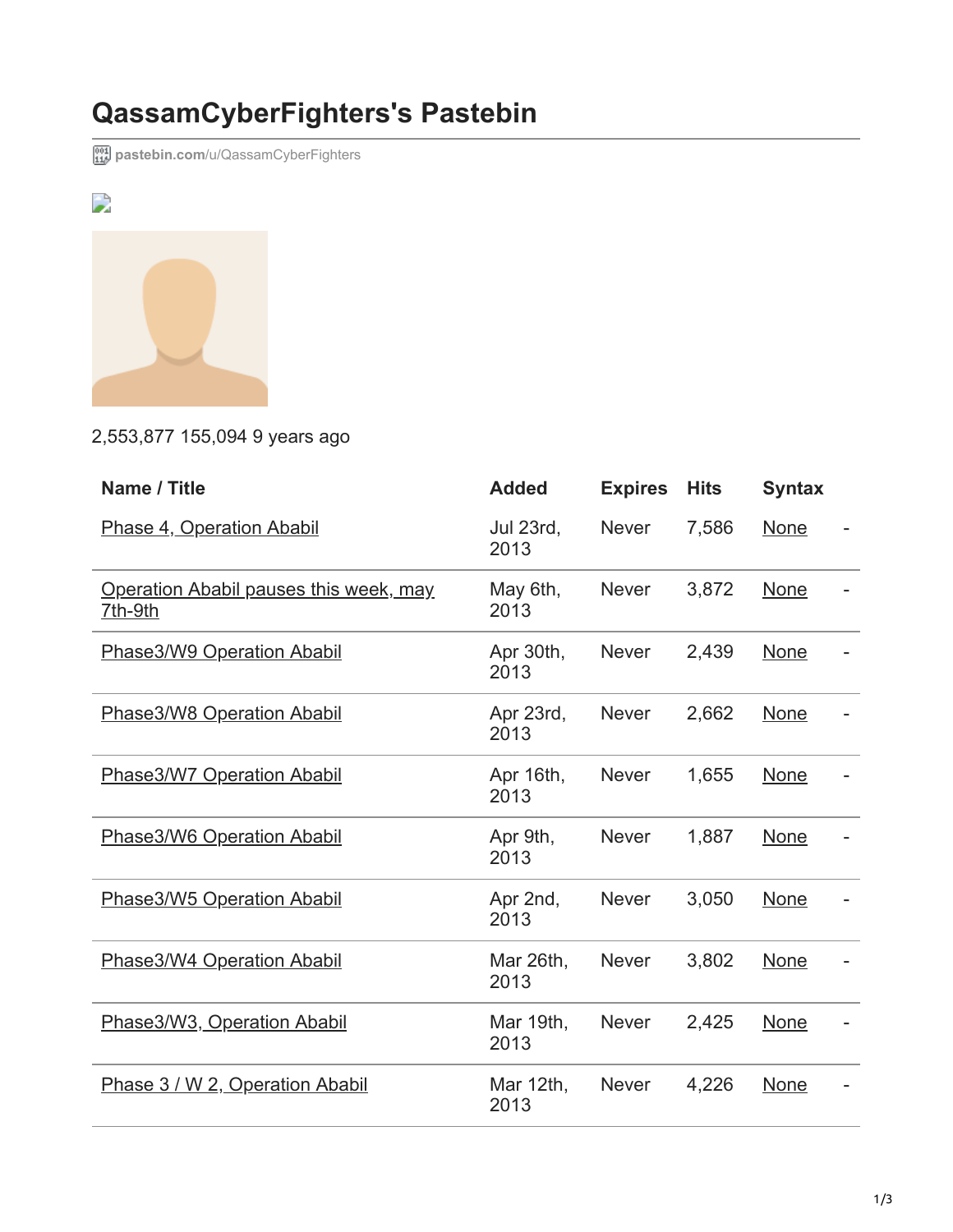# QassamCyberFighters's Pastebin

pastebin.com/u/QassamCyberFighters

2,553,877 155,094 9 years ago

| Name / Title | Added | Expires | Hits | Syntax | |
|---|---|---|---|---|---|
| Phase 4, Operation Ababil | Jul 23rd, 2013 | Never | 7,586 | None | - |
| Operation Ababil pauses this week, may 7th-9th | May 6th, 2013 | Never | 3,872 | None | - |
| Phase3/W9 Operation Ababil | Apr 30th, 2013 | Never | 2,439 | None | - |
| Phase3/W8 Operation Ababil | Apr 23rd, 2013 | Never | 2,662 | None | - |
| Phase3/W7 Operation Ababil | Apr 16th, 2013 | Never | 1,655 | None | - |
| Phase3/W6 Operation Ababil | Apr 9th, 2013 | Never | 1,887 | None | - |
| Phase3/W5 Operation Ababil | Apr 2nd, 2013 | Never | 3,050 | None | - |
| Phase3/W4 Operation Ababil | Mar 26th, 2013 | Never | 3,802 | None | - |
| Phase3/W3, Operation Ababil | Mar 19th, 2013 | Never | 2,425 | None | - |
| Phase 3 / W 2, Operation Ababil | Mar 12th, 2013 | Never | 4,226 | None | - |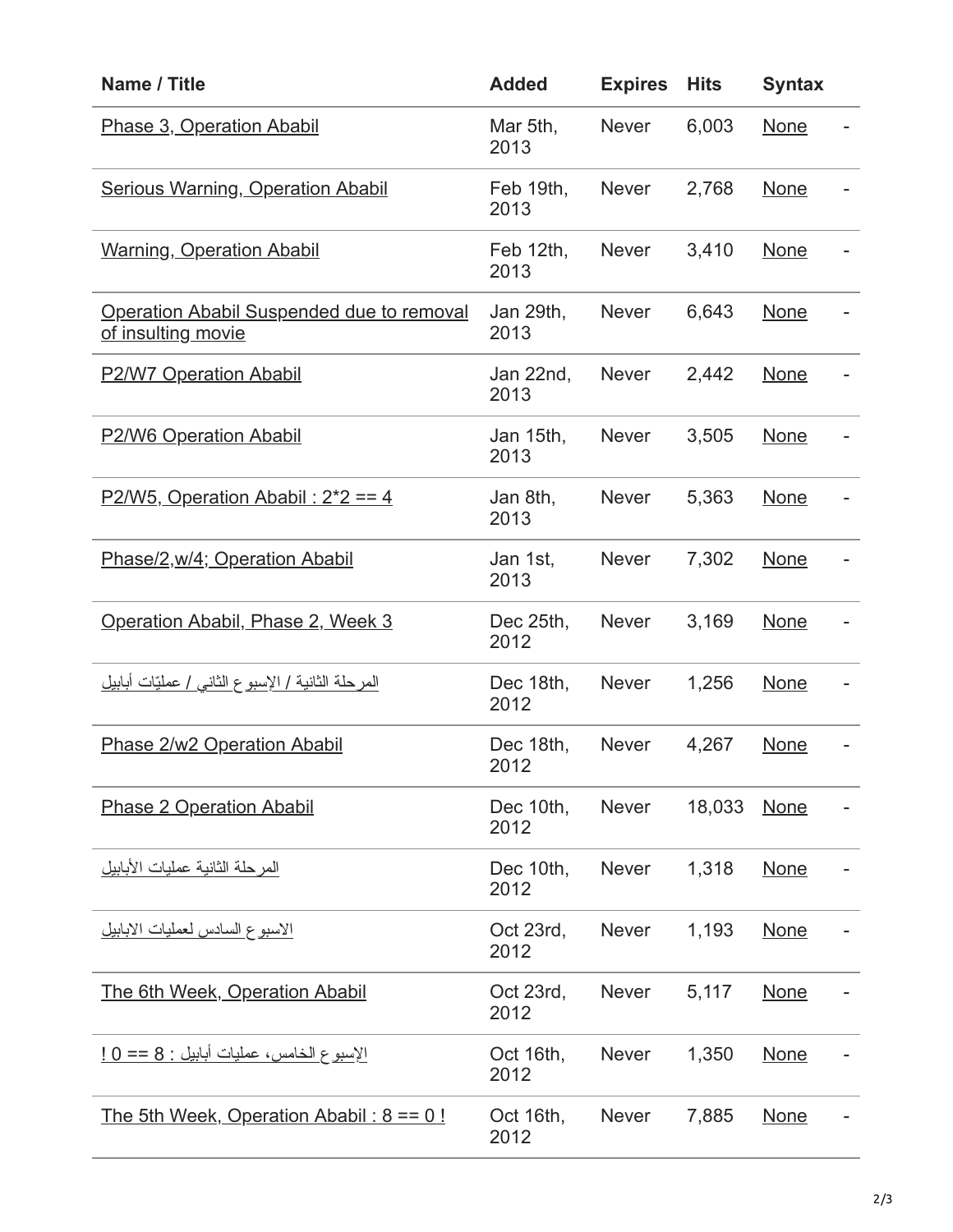| Name / Title | Added | Expires | Hits | Syntax | |
|---|---|---|---|---|---|
| Phase 3, Operation Ababil | Mar 5th, 2013 | Never | 6,003 | None | - |
| Serious Warning, Operation Ababil | Feb 19th, 2013 | Never | 2,768 | None | - |
| Warning, Operation Ababil | Feb 12th, 2013 | Never | 3,410 | None | - |
| Operation Ababil Suspended due to removal of insulting movie | Jan 29th, 2013 | Never | 6,643 | None | - |
| P2/W7 Operation Ababil | Jan 22nd, 2013 | Never | 2,442 | None | - |
| P2/W6 Operation Ababil | Jan 15th, 2013 | Never | 3,505 | None | - |
| P2/W5, Operation Ababil : 2*2 == 4 | Jan 8th, 2013 | Never | 5,363 | None | - |
| Phase/2,w/4; Operation Ababil | Jan 1st, 2013 | Never | 7,302 | None | - |
| Operation Ababil, Phase 2, Week 3 | Dec 25th, 2012 | Never | 3,169 | None | - |
| المرحلة الثانية / الإسبوع الثاني / عمليّات أبابيل | Dec 18th, 2012 | Never | 1,256 | None | - |
| Phase 2/w2 Operation Ababil | Dec 18th, 2012 | Never | 4,267 | None | - |
| Phase 2 Operation Ababil | Dec 10th, 2012 | Never | 18,033 | None | - |
| المرحلة الثانية عمليات الأبابيل | Dec 10th, 2012 | Never | 1,318 | None | - |
| الاسبوع السادس لعمليات الابابيل | Oct 23rd, 2012 | Never | 1,193 | None | - |
| The 6th Week, Operation Ababil | Oct 23rd, 2012 | Never | 5,117 | None | - |
| الإسبوع الخامس، عمليات أبابيل : 8 == 0 ! | Oct 16th, 2012 | Never | 1,350 | None | - |
| The 5th Week, Operation Ababil : 8 == 0 ! | Oct 16th, 2012 | Never | 7,885 | None | - |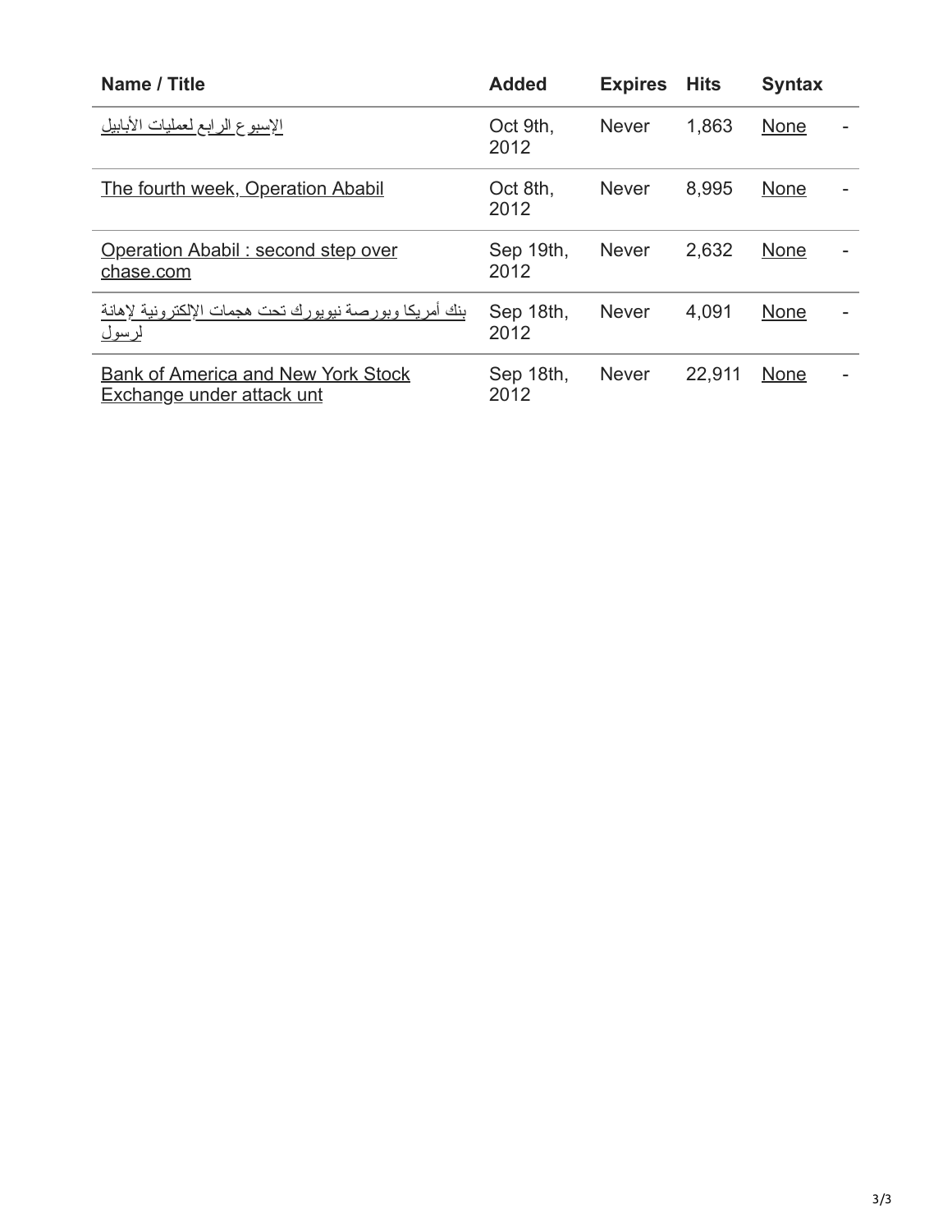| Name / Title | Added | Expires | Hits | Syntax | |
|---|---|---|---|---|---|
| الإسبوع الرابع لعمليات الأبابيل | Oct 9th, 2012 | Never | 1,863 | None | - |
| The fourth week, Operation Ababil | Oct 8th, 2012 | Never | 8,995 | None | - |
| Operation Ababil : second step over chase.com | Sep 19th, 2012 | Never | 2,632 | None | - |
| بنك أمريكا وبورصة نيويورك تحت هجمات الإلكترونية لإهانة لرسول | Sep 18th, 2012 | Never | 4,091 | None | - |
| Bank of America and New York Stock Exchange under attack unt | Sep 18th, 2012 | Never | 22,911 | None | - |